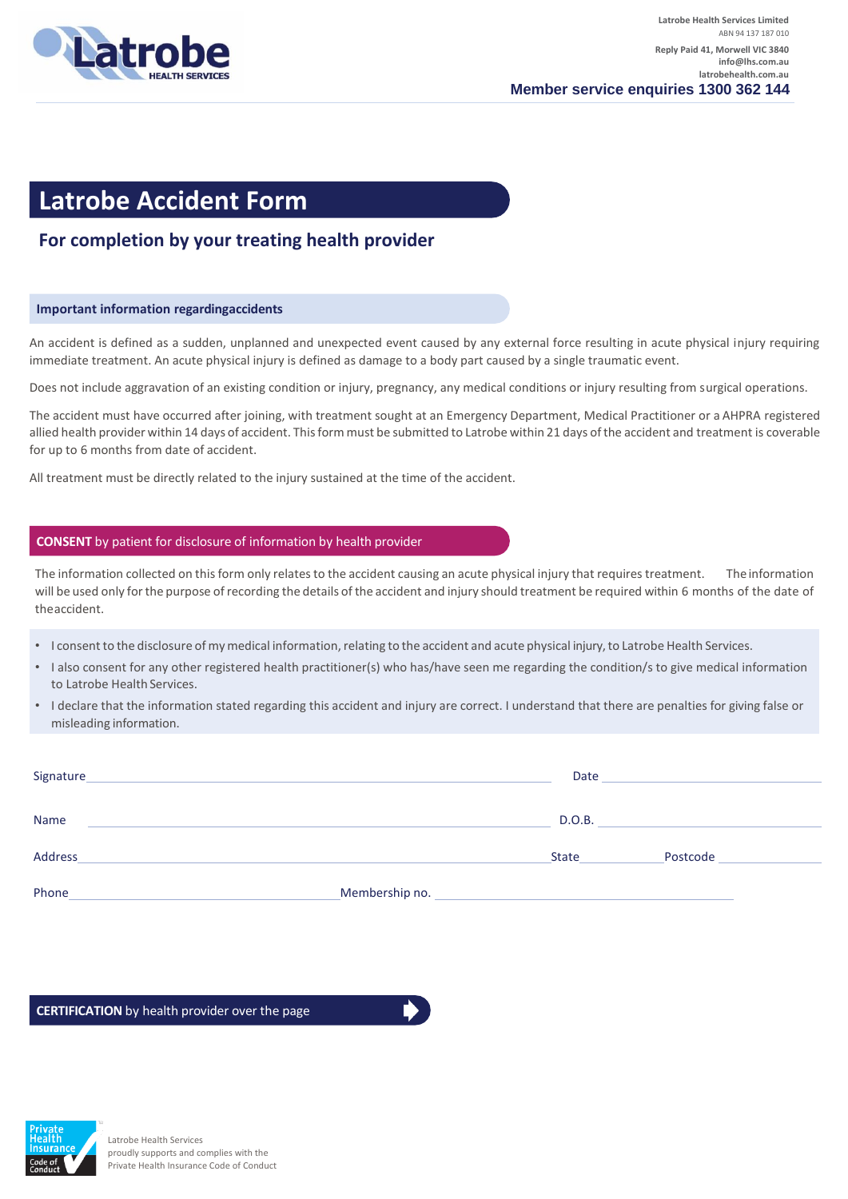Latrobe Health Services Limited
ABN 94 137 187 010

Reply Paid 41, Morwell VIC 3840
info@lhs.com.au
latrobehealth.com.au

**Member service enquiries 1300 362 144**

# Latrobe Accident Form

## For completion by your treating health provider

### Important information regardingaccidents

An accident is defined as a sudden, unplanned and unexpected event caused by any external force resulting in acute physical injury requiring immediate treatment. An acute physical injury is defined as damage to a body part caused by a single traumatic event.

Does not include aggravation of an existing condition or injury, pregnancy, any medical conditions or injury resulting from surgical operations.

The accident must have occurred after joining, with treatment sought at an Emergency Department, Medical Practitioner or a AHPRA registered allied health provider within 14 days of accident. This form must be submitted to Latrobe within 21 days of the accident and treatment is coverable for up to 6 months from date of accident.

All treatment must be directly related to the injury sustained at the time of the accident.

### **CONSENT** by patient for disclosure of information by health provider

The information collected on this form only relates to the accident causing an acute physical injury that requires treatment. The information will be used only for the purpose of recording the details of the accident and injury should treatment be required within 6 months of the date of theaccident.

- I consent to the disclosure of my medical information, relating to the accident and acute physical injury, to Latrobe Health Services.
- I also consent for any other registered health practitioner(s) who has/have seen me regarding the condition/s to give medical information to Latrobe Health Services.
- I declare that the information stated regarding this accident and injury are correct. I understand that there are penalties for giving false or misleading information.

Signature \_\_\_\_\_\_\_\_\_\_\_\_\_\_\_\_\_\_\_\_\_\_\_\_\_\_\_\_ Date \_\_\_\_\_\_\_\_\_\_\_\_\_\_\_\_

Name \_\_\_\_\_\_\_\_\_\_\_\_\_\_\_\_\_\_\_\_\_\_\_\_\_\_\_\_ D.O.B. \_\_\_\_\_\_\_\_\_\_\_\_\_\_\_\_

Address \_\_\_\_\_\_\_\_\_\_\_\_\_\_\_\_\_\_\_\_\_\_\_\_\_\_\_\_ State \_\_\_\_\_\_\_\_ Postcode \_\_\_\_\_\_\_\_

Phone \_\_\_\_\_\_\_\_\_\_\_\_\_\_\_\_\_\_\_\_ Membership no. \_\_\_\_\_\_\_\_\_\_\_\_\_\_\_\_\_\_\_\_

### **CERTIFICATION** by health provider over the page

Private Health Insurance Code of Conduct

Latrobe Health Services proudly supports and complies with the Private Health Insurance Code of Conduct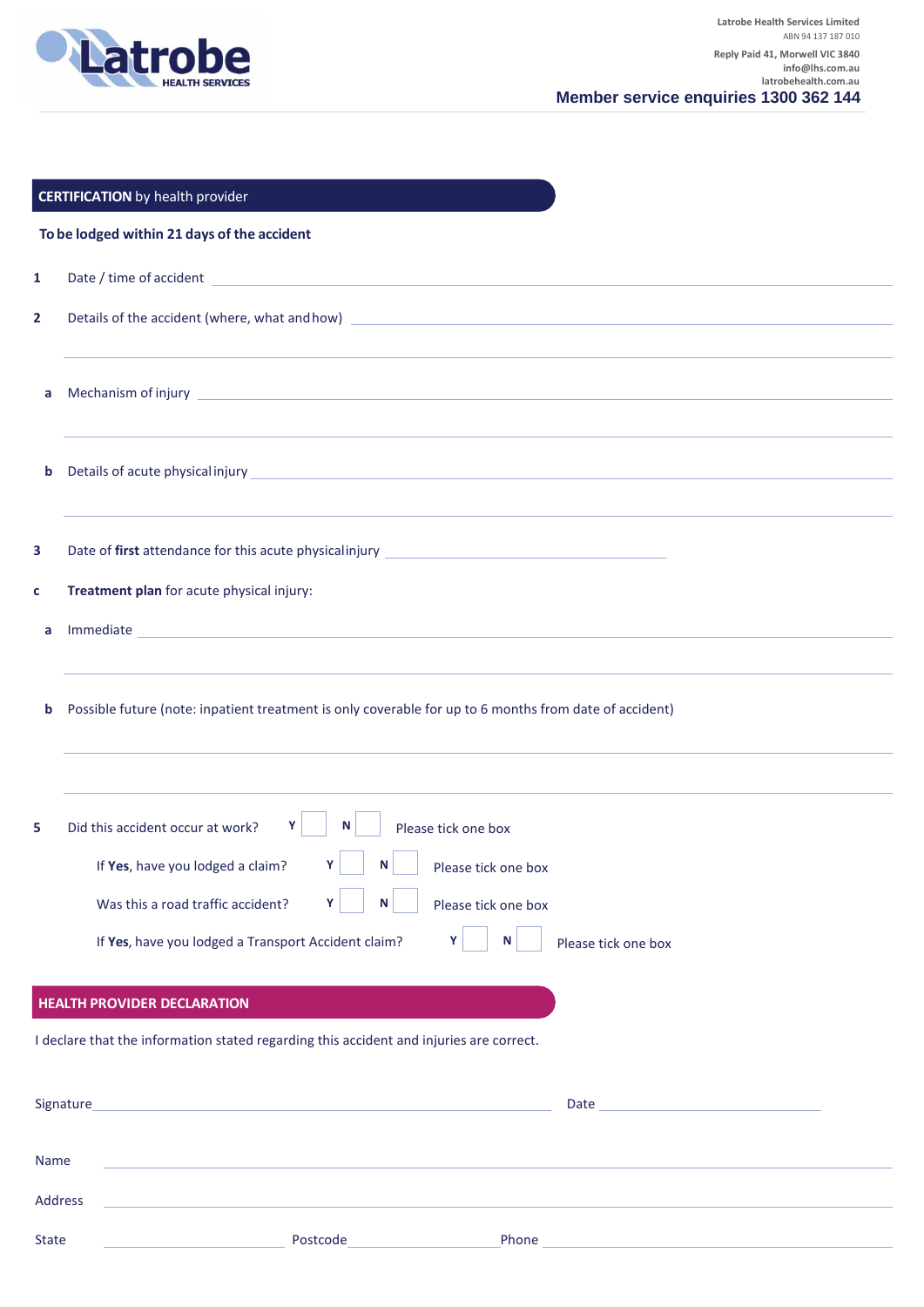Latrobe HEALTH SERVICES

Latrobe Health Services Limited
ABN 94 137 187 010

Reply Paid 41, Morwell VIC 3840
info@lhs.com.au
latrobehealth.com.au

**Member service enquiries 1300 362 144**

## CERTIFICATION by health provider

**To be lodged within 21 days of the accident**

**1** Date / time of accident ____________________

**2** Details of the accident (where, what and how) ____________________

____________________

**a** Mechanism of injury ____________________

____________________

**b** Details of acute physical injury ____________________

____________________

**3** Date of **first** attendance for this acute physical injury ____________________

**c** **Treatment plan** for acute physical injury:

**a** Immediate ____________________

____________________

**b** Possible future (note: inpatient treatment is only coverable for up to 6 months from date of accident)

____________________

____________________

**5** Did this accident occur at work? **Y** ☐ **N** ☐ Please tick one box

If **Yes**, have you lodged a claim? **Y** ☐ **N** ☐ Please tick one box

Was this a road traffic accident? **Y** ☐ **N** ☐ Please tick one box

If **Yes**, have you lodged a Transport Accident claim? **Y** ☐ **N** ☐ Please tick one box

## HEALTH PROVIDER DECLARATION

I declare that the information stated regarding this accident and injuries are correct.

Signature ____________________ Date ____________________

Name ____________________

Address ____________________

State ____________________ Postcode ____________________ Phone ____________________